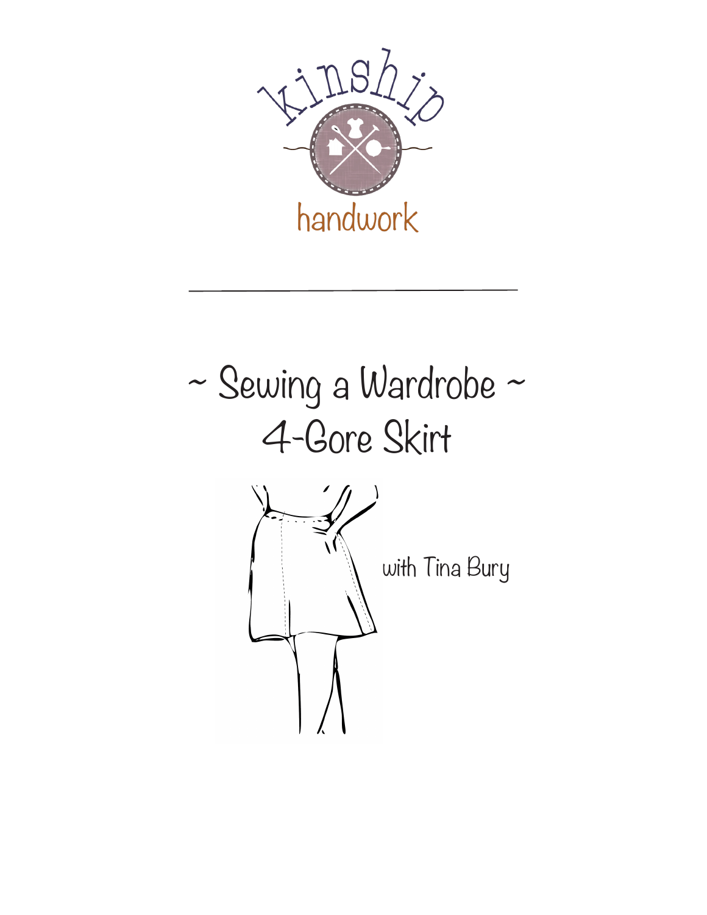kinship

handwork

# ~ Sewing a Wardrobe ~
# 4-Gore Skirt

with Tina Bury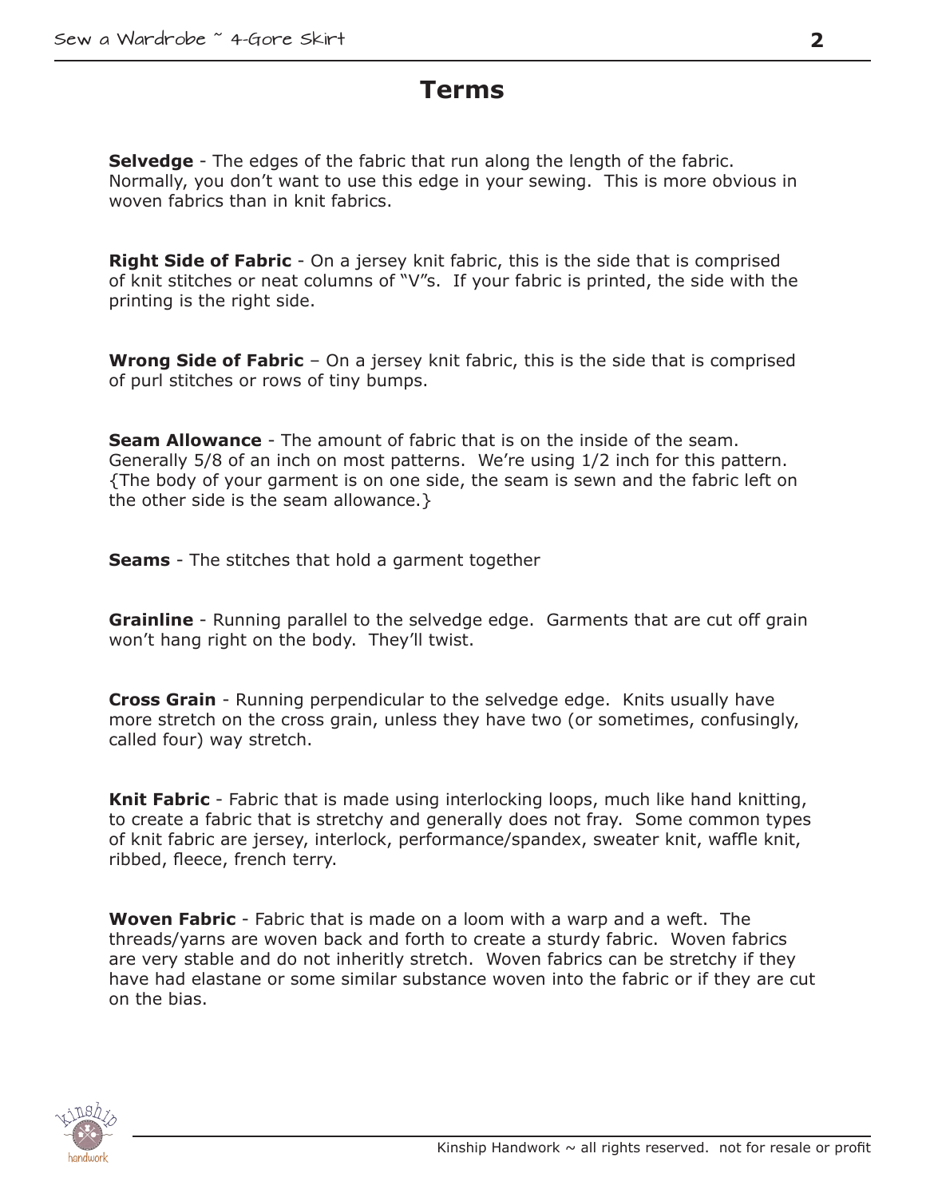# Terms

**Selvedge** - The edges of the fabric that run along the length of the fabric. Normally, you don't want to use this edge in your sewing. This is more obvious in woven fabrics than in knit fabrics.

**Right Side of Fabric** - On a jersey knit fabric, this is the side that is comprised of knit stitches or neat columns of "V"s. If your fabric is printed, the side with the printing is the right side.

**Wrong Side of Fabric** – On a jersey knit fabric, this is the side that is comprised of purl stitches or rows of tiny bumps.

**Seam Allowance** - The amount of fabric that is on the inside of the seam. Generally 5/8 of an inch on most patterns. We're using 1/2 inch for this pattern. {The body of your garment is on one side, the seam is sewn and the fabric left on the other side is the seam allowance.}

**Seams** - The stitches that hold a garment together

**Grainline** - Running parallel to the selvedge edge. Garments that are cut off grain won't hang right on the body. They'll twist.

**Cross Grain** - Running perpendicular to the selvedge edge. Knits usually have more stretch on the cross grain, unless they have two (or sometimes, confusingly, called four) way stretch.

**Knit Fabric** - Fabric that is made using interlocking loops, much like hand knitting, to create a fabric that is stretchy and generally does not fray. Some common types of knit fabric are jersey, interlock, performance/spandex, sweater knit, waffle knit, ribbed, fleece, french terry.

**Woven Fabric** - Fabric that is made on a loom with a warp and a weft. The threads/yarns are woven back and forth to create a sturdy fabric. Woven fabrics are very stable and do not inheritly stretch. Woven fabrics can be stretchy if they have had elastane or some similar substance woven into the fabric or if they are cut on the bias.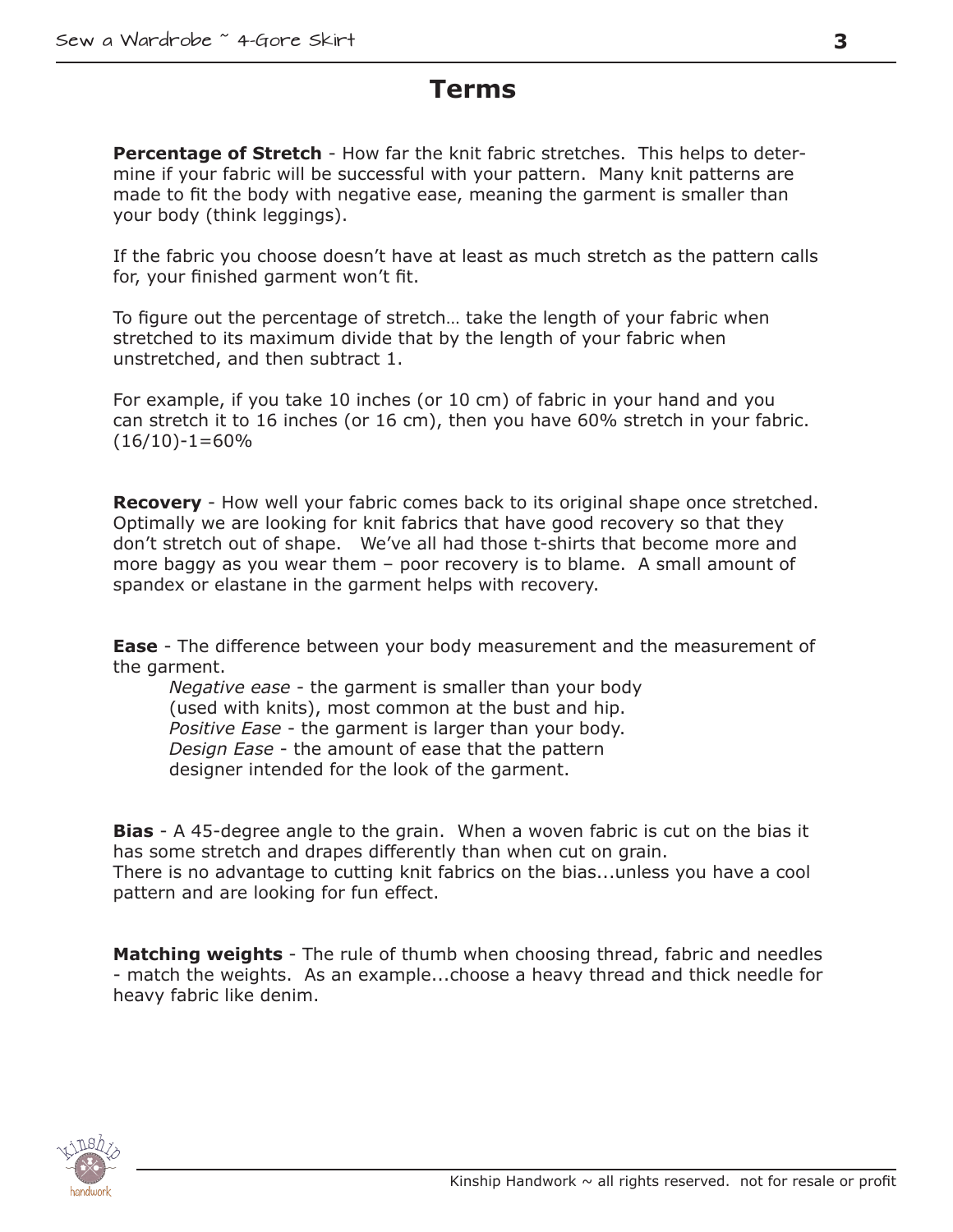# Terms

**Percentage of Stretch** - How far the knit fabric stretches. This helps to determine if your fabric will be successful with your pattern. Many knit patterns are made to fit the body with negative ease, meaning the garment is smaller than your body (think leggings).

If the fabric you choose doesn't have at least as much stretch as the pattern calls for, your finished garment won't fit.

To figure out the percentage of stretch… take the length of your fabric when stretched to its maximum divide that by the length of your fabric when unstretched, and then subtract 1.

For example, if you take 10 inches (or 10 cm) of fabric in your hand and you can stretch it to 16 inches (or 16 cm), then you have 60% stretch in your fabric. $(16/10)-1=60\%$

**Recovery** - How well your fabric comes back to its original shape once stretched. Optimally we are looking for knit fabrics that have good recovery so that they don't stretch out of shape. We've all had those t-shirts that become more and more baggy as you wear them – poor recovery is to blame. A small amount of spandex or elastane in the garment helps with recovery.

**Ease** - The difference between your body measurement and the measurement of the garment.

*Negative ease* - the garment is smaller than your body (used with knits), most common at the bust and hip.
*Positive Ease* - the garment is larger than your body.
*Design Ease* - the amount of ease that the pattern designer intended for the look of the garment.

**Bias** - A 45-degree angle to the grain. When a woven fabric is cut on the bias it has some stretch and drapes differently than when cut on grain.
There is no advantage to cutting knit fabrics on the bias...unless you have a cool pattern and are looking for fun effect.

**Matching weights** - The rule of thumb when choosing thread, fabric and needles - match the weights. As an example...choose a heavy thread and thick needle for heavy fabric like denim.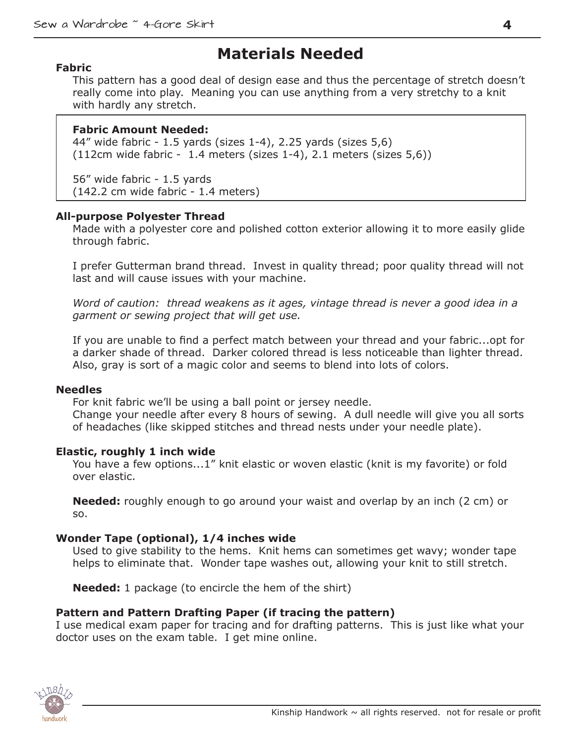# Materials Needed

**Fabric**

This pattern has a good deal of design ease and thus the percentage of stretch doesn't really come into play. Meaning you can use anything from a very stretchy to a knit with hardly any stretch.

> **Fabric Amount Needed:**
> 44" wide fabric - 1.5 yards (sizes 1-4), 2.25 yards (sizes 5,6)
> (112cm wide fabric - 1.4 meters (sizes 1-4), 2.1 meters (sizes 5,6))
>
> 56" wide fabric - 1.5 yards
> (142.2 cm wide fabric - 1.4 meters)

**All-purpose Polyester Thread**

Made with a polyester core and polished cotton exterior allowing it to more easily glide through fabric.

I prefer Gutterman brand thread. Invest in quality thread; poor quality thread will not last and will cause issues with your machine.

*Word of caution: thread weakens as it ages, vintage thread is never a good idea in a garment or sewing project that will get use.*

If you are unable to find a perfect match between your thread and your fabric...opt for a darker shade of thread. Darker colored thread is less noticeable than lighter thread. Also, gray is sort of a magic color and seems to blend into lots of colors.

**Needles**

For knit fabric we'll be using a ball point or jersey needle.
Change your needle after every 8 hours of sewing. A dull needle will give you all sorts of headaches (like skipped stitches and thread nests under your needle plate).

**Elastic, roughly 1 inch wide**

You have a few options...1" knit elastic or woven elastic (knit is my favorite) or fold over elastic.

**Needed:** roughly enough to go around your waist and overlap by an inch (2 cm) or so.

**Wonder Tape (optional), 1/4 inches wide**

Used to give stability to the hems. Knit hems can sometimes get wavy; wonder tape helps to eliminate that. Wonder tape washes out, allowing your knit to still stretch.

**Needed:** 1 package (to encircle the hem of the shirt)

**Pattern and Pattern Drafting Paper (if tracing the pattern)**

I use medical exam paper for tracing and for drafting patterns. This is just like what your doctor uses on the exam table. I get mine online.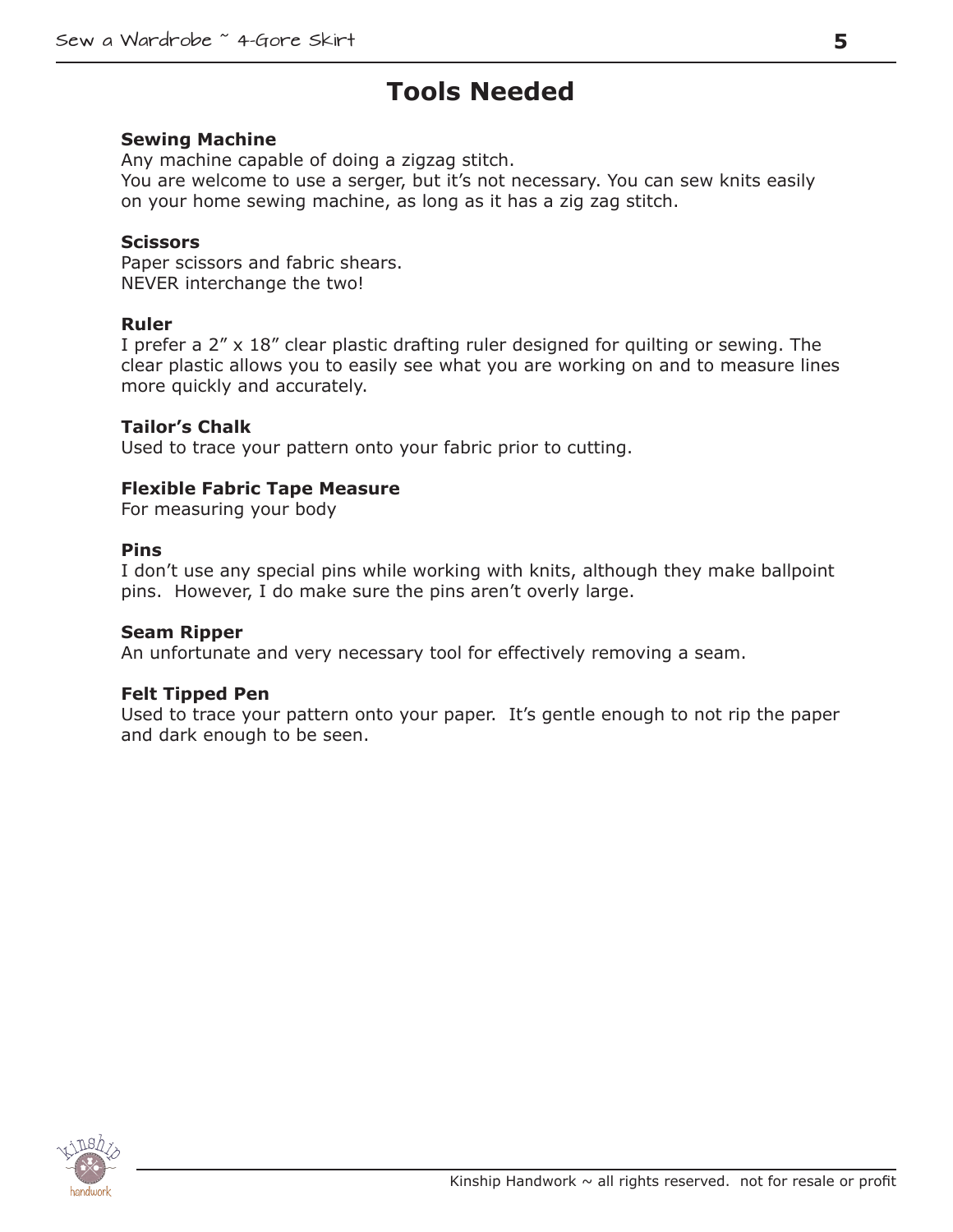# Tools Needed

**Sewing Machine**
Any machine capable of doing a zigzag stitch.
You are welcome to use a serger, but it's not necessary. You can sew knits easily on your home sewing machine, as long as it has a zig zag stitch.

**Scissors**
Paper scissors and fabric shears.
NEVER interchange the two!

**Ruler**
I prefer a 2" x 18" clear plastic drafting ruler designed for quilting or sewing. The clear plastic allows you to easily see what you are working on and to measure lines more quickly and accurately.

**Tailor's Chalk**
Used to trace your pattern onto your fabric prior to cutting.

**Flexible Fabric Tape Measure**
For measuring your body

**Pins**
I don't use any special pins while working with knits, although they make ballpoint pins. However, I do make sure the pins aren't overly large.

**Seam Ripper**
An unfortunate and very necessary tool for effectively removing a seam.

**Felt Tipped Pen**
Used to trace your pattern onto your paper. It's gentle enough to not rip the paper and dark enough to be seen.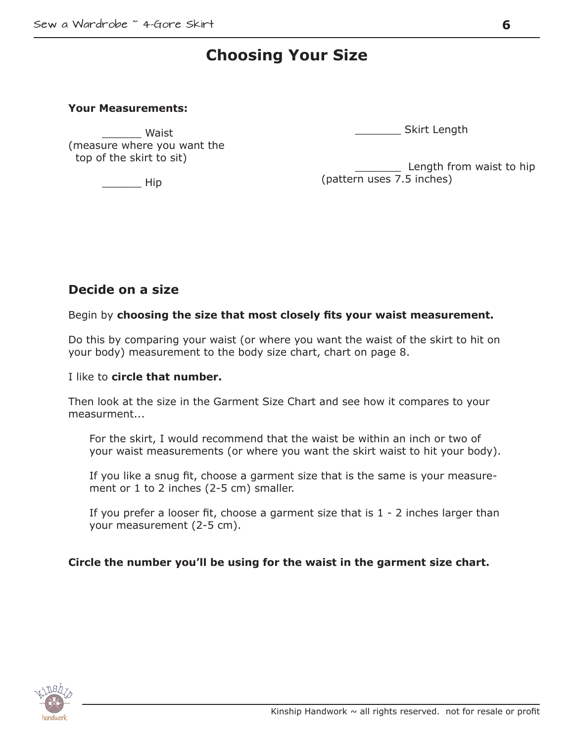# Choosing Your Size

**Your Measurements:**

______ Waist
(measure where you want the top of the skirt to sit)

______ Hip

_______ Skirt Length

_______ Length from waist to hip
(pattern uses 7.5 inches)

## Decide on a size

Begin by **choosing the size that most closely fits your waist measurement.**

Do this by comparing your waist (or where you want the waist of the skirt to hit on your body) measurement to the body size chart, chart on page 8.

I like to **circle that number.**

Then look at the size in the Garment Size Chart and see how it compares to your measurment...

For the skirt, I would recommend that the waist be within an inch or two of your waist measurements (or where you want the skirt waist to hit your body).

If you like a snug fit, choose a garment size that is the same is your measurement or 1 to 2 inches (2-5 cm) smaller.

If you prefer a looser fit, choose a garment size that is 1 - 2 inches larger than your measurement (2-5 cm).

**Circle the number you'll be using for the waist in the garment size chart.**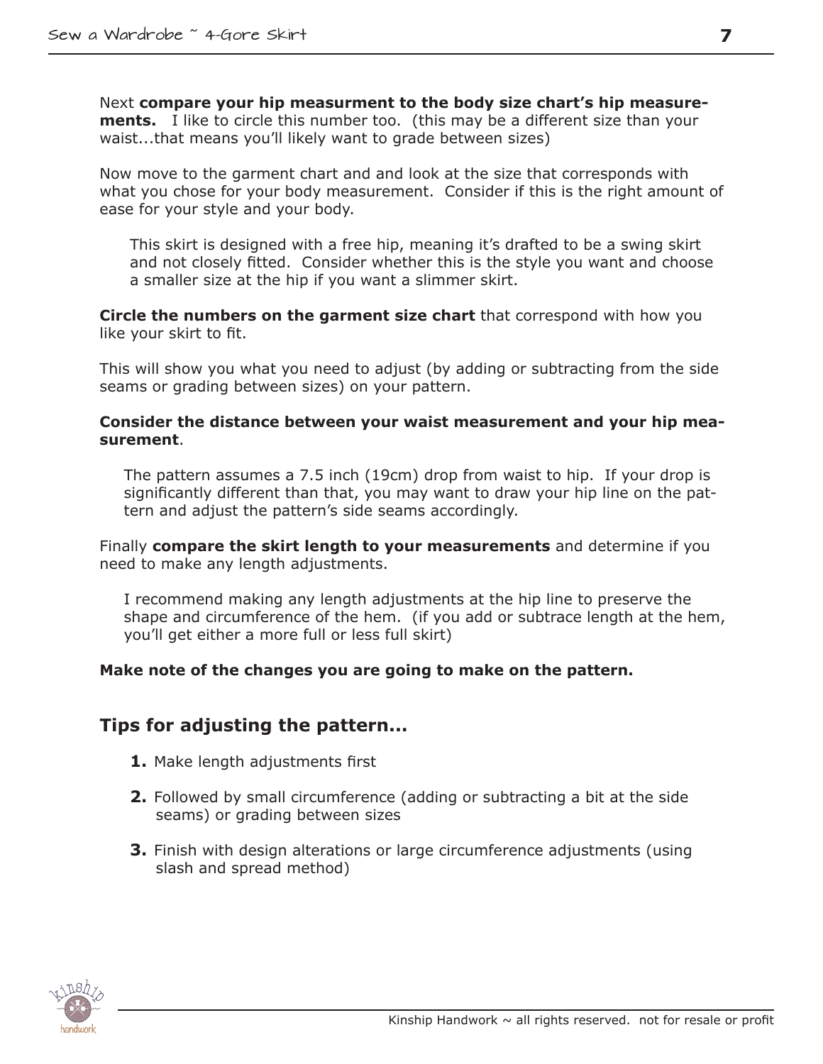Next **compare your hip measurment to the body size chart's hip measurements.** I like to circle this number too. (this may be a different size than your waist...that means you'll likely want to grade between sizes)

Now move to the garment chart and and look at the size that corresponds with what you chose for your body measurement. Consider if this is the right amount of ease for your style and your body.

> This skirt is designed with a free hip, meaning it's drafted to be a swing skirt and not closely fitted. Consider whether this is the style you want and choose a smaller size at the hip if you want a slimmer skirt.

**Circle the numbers on the garment size chart** that correspond with how you like your skirt to fit.

This will show you what you need to adjust (by adding or subtracting from the side seams or grading between sizes) on your pattern.

**Consider the distance between your waist measurement and your hip measurement**.

> The pattern assumes a 7.5 inch (19cm) drop from waist to hip. If your drop is significantly different than that, you may want to draw your hip line on the pattern and adjust the pattern's side seams accordingly.

Finally **compare the skirt length to your measurements** and determine if you need to make any length adjustments.

> I recommend making any length adjustments at the hip line to preserve the shape and circumference of the hem. (if you add or subtrace length at the hem, you'll get either a more full or less full skirt)

**Make note of the changes you are going to make on the pattern.**

## Tips for adjusting the pattern...

1. Make length adjustments first
2. Followed by small circumference (adding or subtracting a bit at the side seams) or grading between sizes
3. Finish with design alterations or large circumference adjustments (using slash and spread method)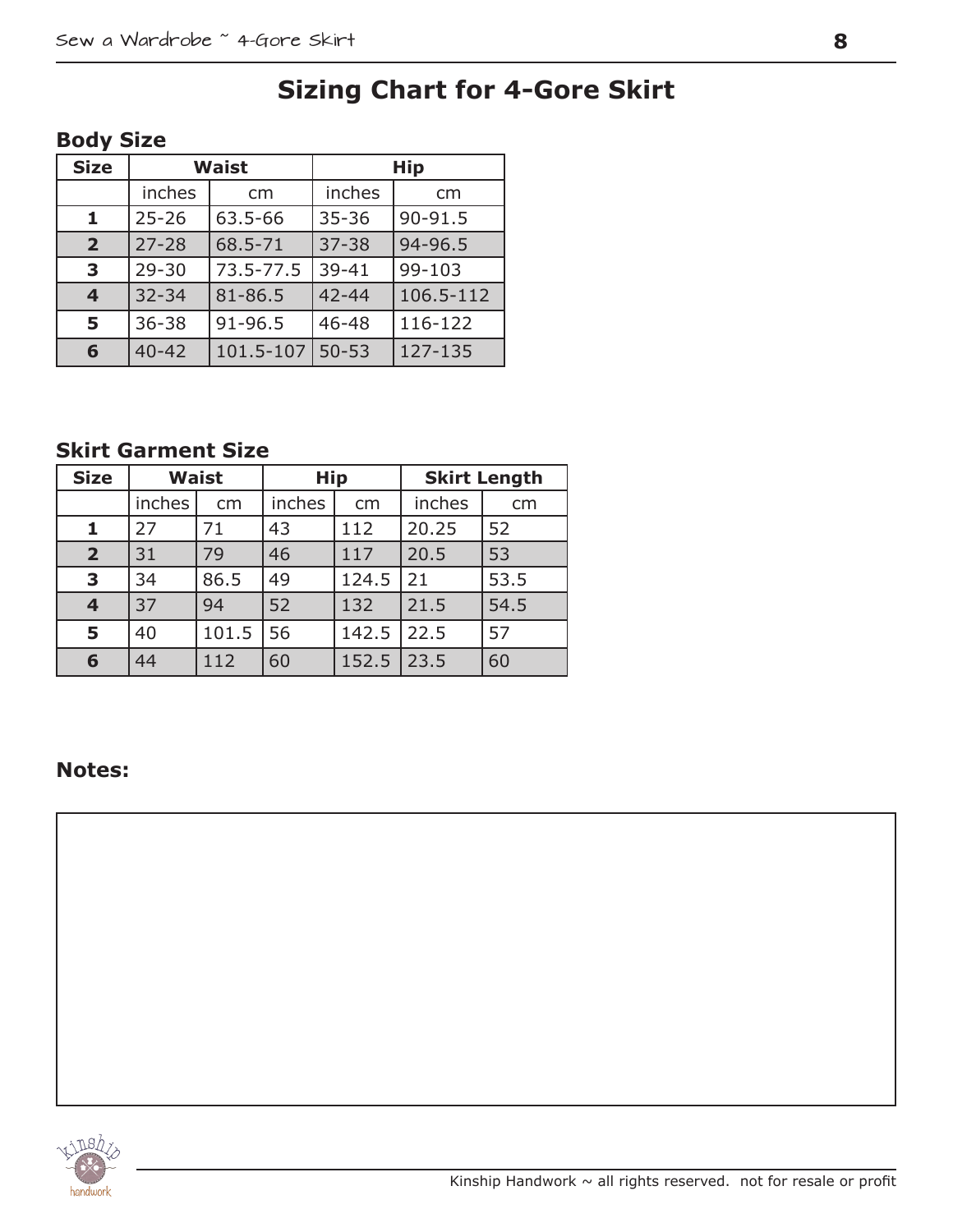# Sizing Chart for 4-Gore Skirt

### Body Size

| Size | Waist | | Hip | |
|---|---|---|---|---|
| | inches | cm | inches | cm |
| **1** | 25-26 | 63.5-66 | 35-36 | 90-91.5 |
| **2** | 27-28 | 68.5-71 | 37-38 | 94-96.5 |
| **3** | 29-30 | 73.5-77.5 | 39-41 | 99-103 |
| **4** | 32-34 | 81-86.5 | 42-44 | 106.5-112 |
| **5** | 36-38 | 91-96.5 | 46-48 | 116-122 |
| **6** | 40-42 | 101.5-107 | 50-53 | 127-135 |

### Skirt Garment Size

| Size | Waist | | Hip | | Skirt Length | |
|---|---|---|---|---|---|---|
| | inches | cm | inches | cm | inches | cm |
| **1** | 27 | 71 | 43 | 112 | 20.25 | 52 |
| **2** | 31 | 79 | 46 | 117 | 20.5 | 53 |
| **3** | 34 | 86.5 | 49 | 124.5 | 21 | 53.5 |
| **4** | 37 | 94 | 52 | 132 | 21.5 | 54.5 |
| **5** | 40 | 101.5 | 56 | 142.5 | 22.5 | 57 |
| **6** | 44 | 112 | 60 | 152.5 | 23.5 | 60 |

### Notes: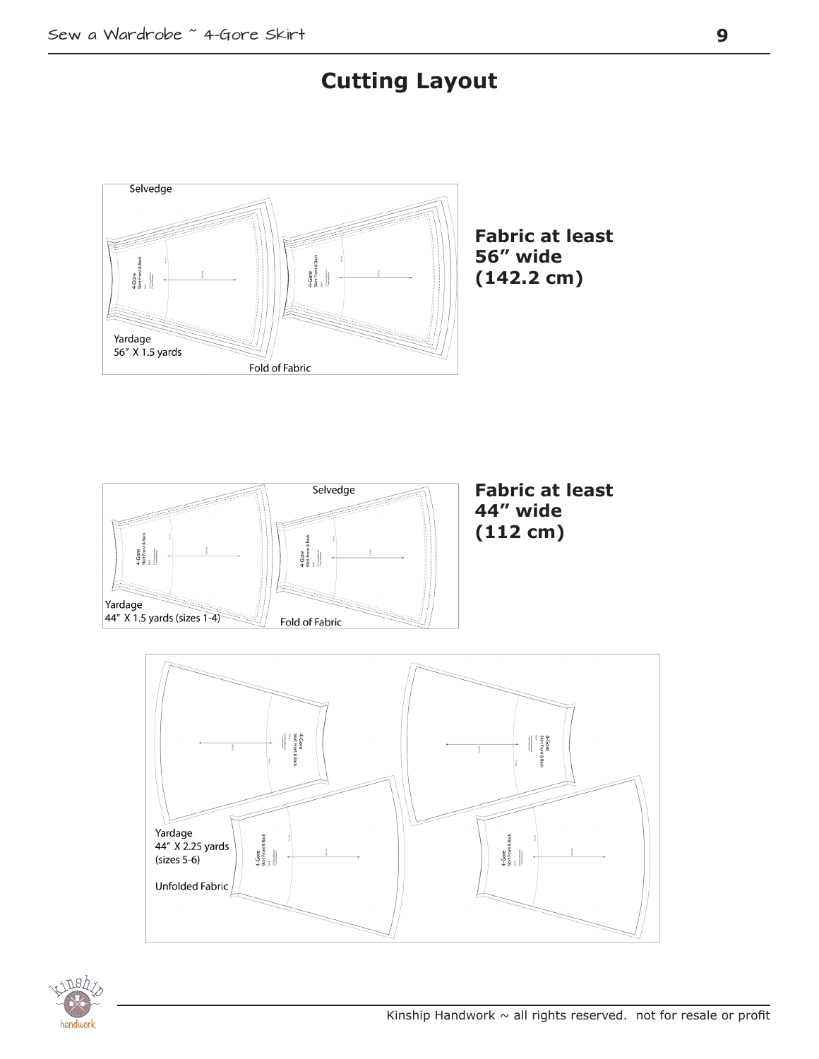# Cutting Layout

Selvedge

Yardage
56" X 1.5 yards

Fold of Fabric

**Fabric at least 56" wide (142.2 cm)**

Selvedge

Yardage
44" X 1.5 yards (sizes 1-4)

Fold of Fabric

**Fabric at least 44" wide (112 cm)**

Yardage
44" X 2.25 yards
(sizes 5-6)

Unfolded Fabric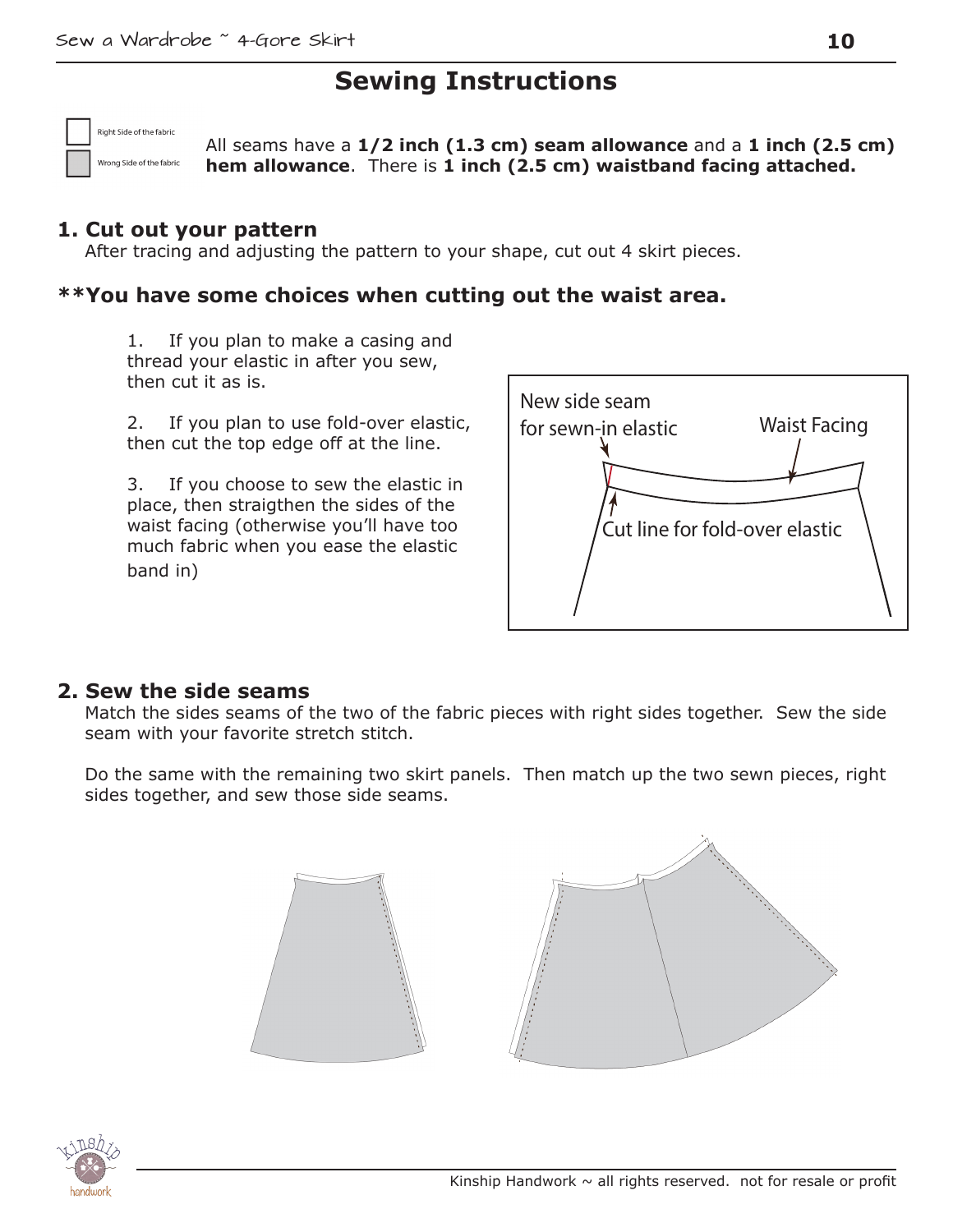# Sewing Instructions

Right Side of the fabric

Wrong Side of the fabric

All seams have a **1/2 inch (1.3 cm) seam allowance** and a **1 inch (2.5 cm) hem allowance**. There is **1 inch (2.5 cm) waistband facing attached.**

## 1. Cut out your pattern

After tracing and adjusting the pattern to your shape, cut out 4 skirt pieces.

## **You have some choices when cutting out the waist area.

1. If you plan to make a casing and thread your elastic in after you sew, then cut it as is.

2. If you plan to use fold-over elastic, then cut the top edge off at the line.

3. If you choose to sew the elastic in place, then straigthen the sides of the waist facing (otherwise you'll have too much fabric when you ease the elastic band in)

New side seam for sewn-in elastic

Waist Facing

Cut line for fold-over elastic

## 2. Sew the side seams

Match the sides seams of the two of the fabric pieces with right sides together. Sew the side seam with your favorite stretch stitch.

Do the same with the remaining two skirt panels. Then match up the two sewn pieces, right sides together, and sew those side seams.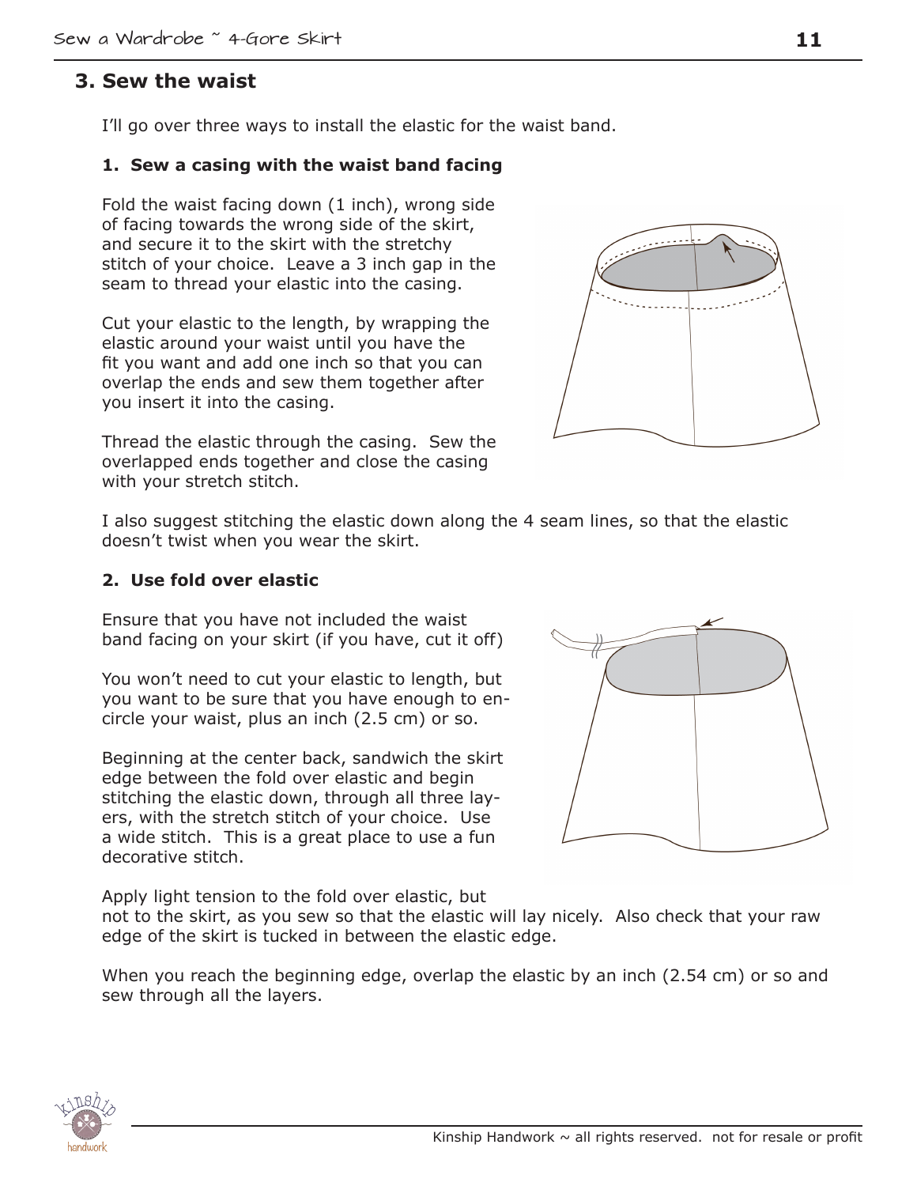## 3. Sew the waist

I'll go over three ways to install the elastic for the waist band.

**1. Sew a casing with the waist band facing**

Fold the waist facing down (1 inch), wrong side of facing towards the wrong side of the skirt, and secure it to the skirt with the stretchy stitch of your choice. Leave a 3 inch gap in the seam to thread your elastic into the casing.

Cut your elastic to the length, by wrapping the elastic around your waist until you have the fit you want and add one inch so that you can overlap the ends and sew them together after you insert it into the casing.

Thread the elastic through the casing. Sew the overlapped ends together and close the casing with your stretch stitch.

I also suggest stitching the elastic down along the 4 seam lines, so that the elastic doesn't twist when you wear the skirt.

**2. Use fold over elastic**

Ensure that you have not included the waist band facing on your skirt (if you have, cut it off)

You won't need to cut your elastic to length, but you want to be sure that you have enough to encircle your waist, plus an inch (2.5 cm) or so.

Beginning at the center back, sandwich the skirt edge between the fold over elastic and begin stitching the elastic down, through all three layers, with the stretch stitch of your choice. Use a wide stitch. This is a great place to use a fun decorative stitch.

Apply light tension to the fold over elastic, but not to the skirt, as you sew so that the elastic will lay nicely. Also check that your raw edge of the skirt is tucked in between the elastic edge.

When you reach the beginning edge, overlap the elastic by an inch (2.54 cm) or so and sew through all the layers.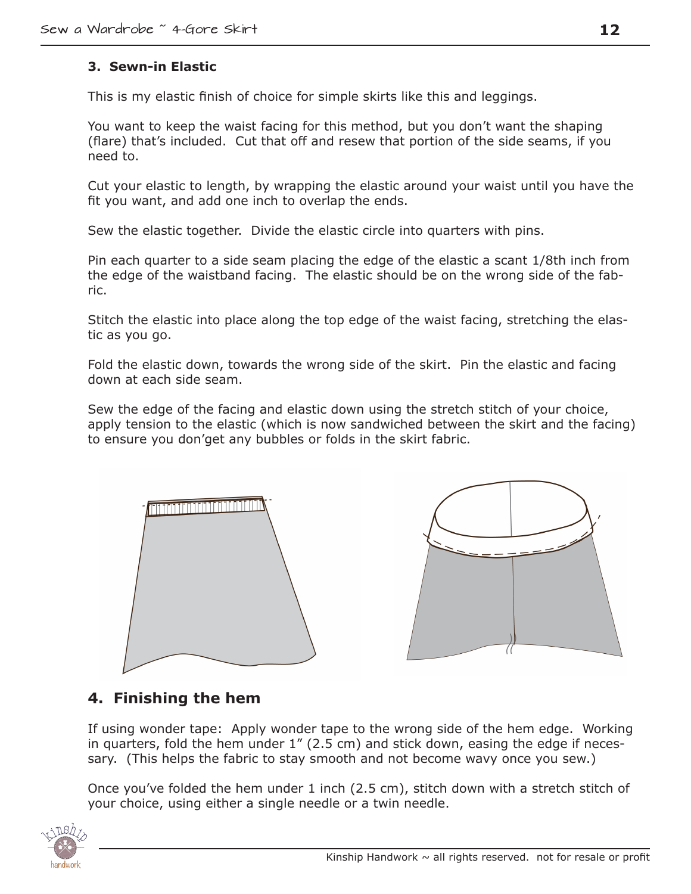### 3. Sewn-in Elastic

This is my elastic finish of choice for simple skirts like this and leggings.

You want to keep the waist facing for this method, but you don't want the shaping (flare) that's included. Cut that off and resew that portion of the side seams, if you need to.

Cut your elastic to length, by wrapping the elastic around your waist until you have the fit you want, and add one inch to overlap the ends.

Sew the elastic together. Divide the elastic circle into quarters with pins.

Pin each quarter to a side seam placing the edge of the elastic a scant 1/8th inch from the edge of the waistband facing. The elastic should be on the wrong side of the fabric.

Stitch the elastic into place along the top edge of the waist facing, stretching the elastic as you go.

Fold the elastic down, towards the wrong side of the skirt. Pin the elastic and facing down at each side seam.

Sew the edge of the facing and elastic down using the stretch stitch of your choice, apply tension to the elastic (which is now sandwiched between the skirt and the facing) to ensure you don'get any bubbles or folds in the skirt fabric.

## 4. Finishing the hem

If using wonder tape: Apply wonder tape to the wrong side of the hem edge. Working in quarters, fold the hem under 1" (2.5 cm) and stick down, easing the edge if necessary. (This helps the fabric to stay smooth and not become wavy once you sew.)

Once you've folded the hem under 1 inch (2.5 cm), stitch down with a stretch stitch of your choice, using either a single needle or a twin needle.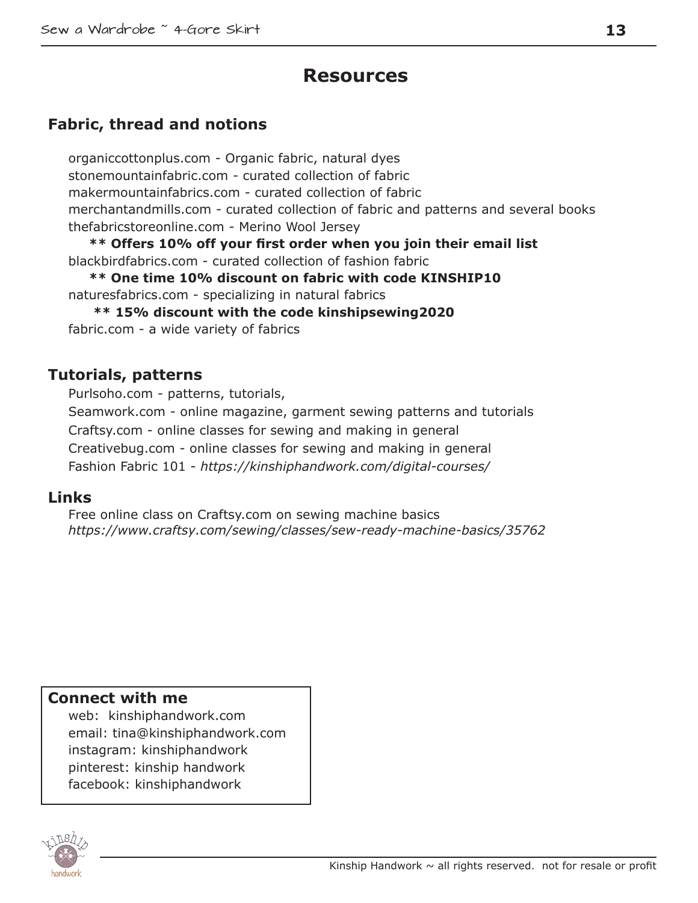# Resources

## Fabric, thread and notions

organiccottonplus.com - Organic fabric, natural dyes
stonemountainfabric.com - curated collection of fabric
makermountainfabrics.com - curated collection of fabric
merchantandmills.com - curated collection of fabric and patterns and several books
thefabricstoreonline.com - Merino Wool Jersey

**\*\* Offers 10% off your first order when you join their email list**

blackbirdfabrics.com - curated collection of fashion fabric

**\*\* One time 10% discount on fabric with code KINSHIP10**

naturesfabrics.com - specializing in natural fabrics

**\*\* 15% discount with the code kinshipsewing2020**

fabric.com - a wide variety of fabrics

## Tutorials, patterns

Purlsoho.com - patterns, tutorials,
Seamwork.com - online magazine, garment sewing patterns and tutorials
Craftsy.com - online classes for sewing and making in general
Creativebug.com - online classes for sewing and making in general
Fashion Fabric 101 - *https://kinshiphandwork.com/digital-courses/*

## Links

Free online class on Craftsy.com on sewing machine basics
*https://www.craftsy.com/sewing/classes/sew-ready-machine-basics/35762*

## Connect with me

web: kinshiphandwork.com
email: tina@kinshiphandwork.com
instagram: kinshiphandwork
pinterest: kinship handwork
facebook: kinshiphandwork